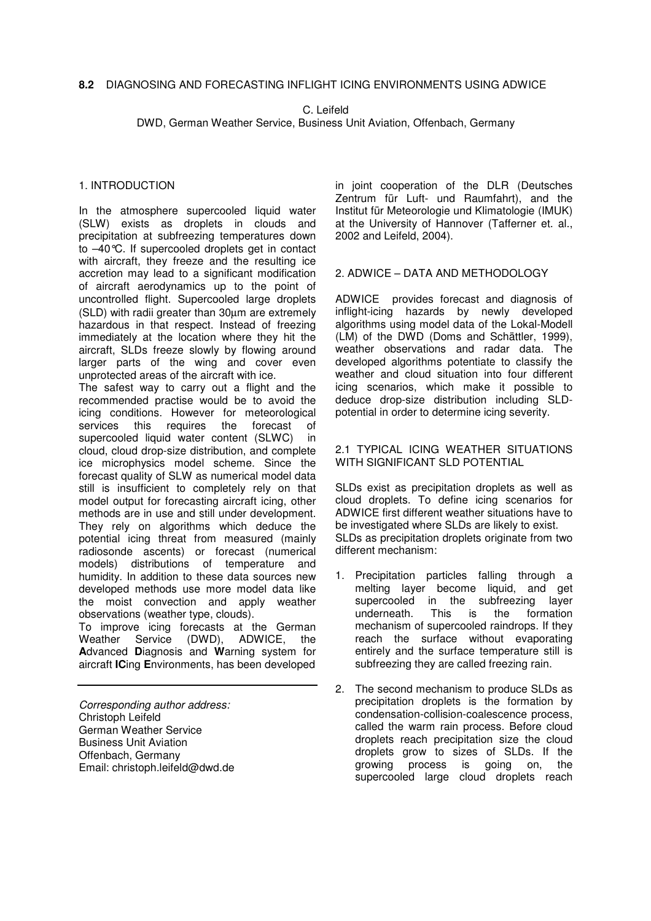**8.2** DIAGNOSING AND FORECASTING INFLIGHT ICING ENVIRONMENTS USING ADWICE

C. Leifeld
DWD, German Weather Service, Business Unit Aviation, Offenbach, Germany

## 1. INTRODUCTION

In the atmosphere supercooled liquid water (SLW) exists as droplets in clouds and precipitation at subfreezing temperatures down to –40°C. If supercooled droplets get in contact with aircraft, they freeze and the resulting ice accretion may lead to a significant modification of aircraft aerodynamics up to the point of uncontrolled flight. Supercooled large droplets (SLD) with radii greater than 30µm are extremely hazardous in that respect. Instead of freezing immediately at the location where they hit the aircraft, SLDs freeze slowly by flowing around larger parts of the wing and cover even unprotected areas of the aircraft with ice.

The safest way to carry out a flight and the recommended practise would be to avoid the icing conditions. However for meteorological services this requires the forecast of supercooled liquid water content (SLWC) in cloud, cloud drop-size distribution, and complete ice microphysics model scheme. Since the forecast quality of SLW as numerical model data still is insufficient to completely rely on that model output for forecasting aircraft icing, other methods are in use and still under development. They rely on algorithms which deduce the potential icing threat from measured (mainly radiosonde ascents) or forecast (numerical models) distributions of temperature and humidity. In addition to these data sources new developed methods use more model data like the moist convection and apply weather observations (weather type, clouds).

To improve icing forecasts at the German Weather Service (DWD), ADWICE, the **A**dvanced **D**iagnosis and **W**arning system for aircraft **IC**ing **E**nvironments, has been developed in joint cooperation of the DLR (Deutsches Zentrum für Luft- und Raumfahrt), and the Institut für Meteorologie und Klimatologie (IMUK) at the University of Hannover (Tafferner et. al., 2002 and Leifeld, 2004).

---

*Corresponding author address:*
Christoph Leifeld
German Weather Service
Business Unit Aviation
Offenbach, Germany
Email: christoph.leifeld@dwd.de

## 2. ADWICE – DATA AND METHODOLOGY

ADWICE provides forecast and diagnosis of inflight-icing hazards by newly developed algorithms using model data of the Lokal-Modell (LM) of the DWD (Doms and Schättler, 1999), weather observations and radar data. The developed algorithms potentiate to classify the weather and cloud situation into four different icing scenarios, which make it possible to deduce drop-size distribution including SLD-potential in order to determine icing severity.

### 2.1 TYPICAL ICING WEATHER SITUATIONS WITH SIGNIFICANT SLD POTENTIAL

SLDs exist as precipitation droplets as well as cloud droplets. To define icing scenarios for ADWICE first different weather situations have to be investigated where SLDs are likely to exist.

SLDs as precipitation droplets originate from two different mechanism:

1. Precipitation particles falling through a melting layer become liquid, and get supercooled in the subfreezing layer underneath. This is the formation mechanism of supercooled raindrops. If they reach the surface without evaporating entirely and the surface temperature still is subfreezing they are called freezing rain.
2. The second mechanism to produce SLDs as precipitation droplets is the formation by condensation-collision-coalescence process, called the warm rain process. Before cloud droplets reach precipitation size the cloud droplets grow to sizes of SLDs. If the growing process is going on, the supercooled large cloud droplets reach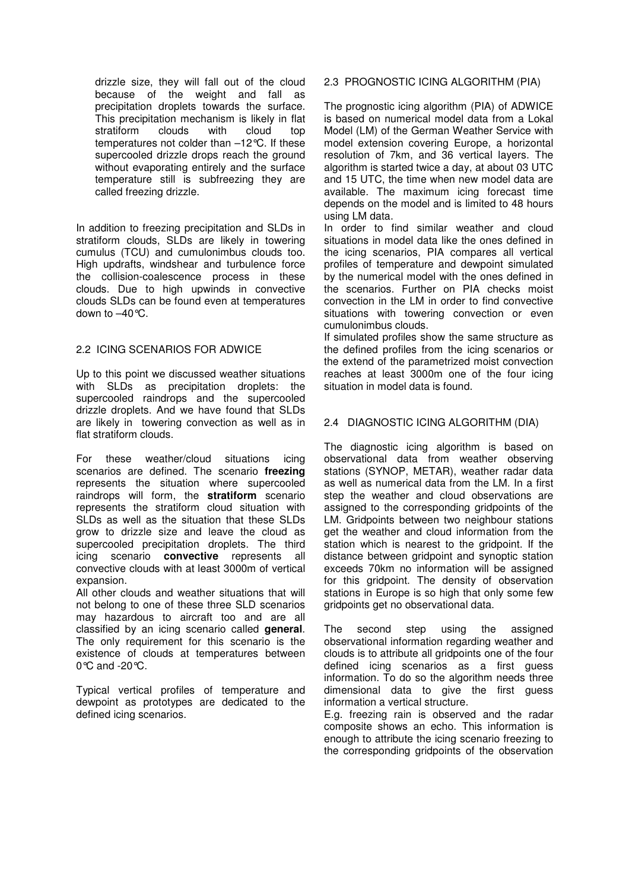drizzle size, they will fall out of the cloud because of the weight and fall as precipitation droplets towards the surface. This precipitation mechanism is likely in flat stratiform clouds with cloud top temperatures not colder than –12°C. If these supercooled drizzle drops reach the ground without evaporating entirely and the surface temperature still is subfreezing they are called freezing drizzle.

In addition to freezing precipitation and SLDs in stratiform clouds, SLDs are likely in towering cumulus (TCU) and cumulonimbus clouds too. High updrafts, windshear and turbulence force the collision-coalescence process in these clouds. Due to high upwinds in convective clouds SLDs can be found even at temperatures down to –40°C.

## 2.2 ICING SCENARIOS FOR ADWICE

Up to this point we discussed weather situations with SLDs as precipitation droplets: the supercooled raindrops and the supercooled drizzle droplets. And we have found that SLDs are likely in towering convection as well as in flat stratiform clouds.

For these weather/cloud situations icing scenarios are defined. The scenario **freezing** represents the situation where supercooled raindrops will form, the **stratiform** scenario represents the stratiform cloud situation with SLDs as well as the situation that these SLDs grow to drizzle size and leave the cloud as supercooled precipitation droplets. The third icing scenario **convective** represents all convective clouds with at least 3000m of vertical expansion.

All other clouds and weather situations that will not belong to one of these three SLD scenarios may hazardous to aircraft too and are all classified by an icing scenario called **general**. The only requirement for this scenario is the existence of clouds at temperatures between 0°C and -20°C.

Typical vertical profiles of temperature and dewpoint as prototypes are dedicated to the defined icing scenarios.

## 2.3 PROGNOSTIC ICING ALGORITHM (PIA)

The prognostic icing algorithm (PIA) of ADWICE is based on numerical model data from a Lokal Model (LM) of the German Weather Service with model extension covering Europe, a horizontal resolution of 7km, and 36 vertical layers. The algorithm is started twice a day, at about 03 UTC and 15 UTC, the time when new model data are available. The maximum icing forecast time depends on the model and is limited to 48 hours using LM data.

In order to find similar weather and cloud situations in model data like the ones defined in the icing scenarios, PIA compares all vertical profiles of temperature and dewpoint simulated by the numerical model with the ones defined in the scenarios. Further on PIA checks moist convection in the LM in order to find convective situations with towering convection or even cumulonimbus clouds.

If simulated profiles show the same structure as the defined profiles from the icing scenarios or the extend of the parametrized moist convection reaches at least 3000m one of the four icing situation in model data is found.

## 2.4 DIAGNOSTIC ICING ALGORITHM (DIA)

The diagnostic icing algorithm is based on observational data from weather observing stations (SYNOP, METAR), weather radar data as well as numerical data from the LM. In a first step the weather and cloud observations are assigned to the corresponding gridpoints of the LM. Gridpoints between two neighbour stations get the weather and cloud information from the station which is nearest to the gridpoint. If the distance between gridpoint and synoptic station exceeds 70km no information will be assigned for this gridpoint. The density of observation stations in Europe is so high that only some few gridpoints get no observational data.

The second step using the assigned observational information regarding weather and clouds is to attribute all gridpoints one of the four defined icing scenarios as a first guess information. To do so the algorithm needs three dimensional data to give the first guess information a vertical structure.

E.g. freezing rain is observed and the radar composite shows an echo. This information is enough to attribute the icing scenario freezing to the corresponding gridpoints of the observation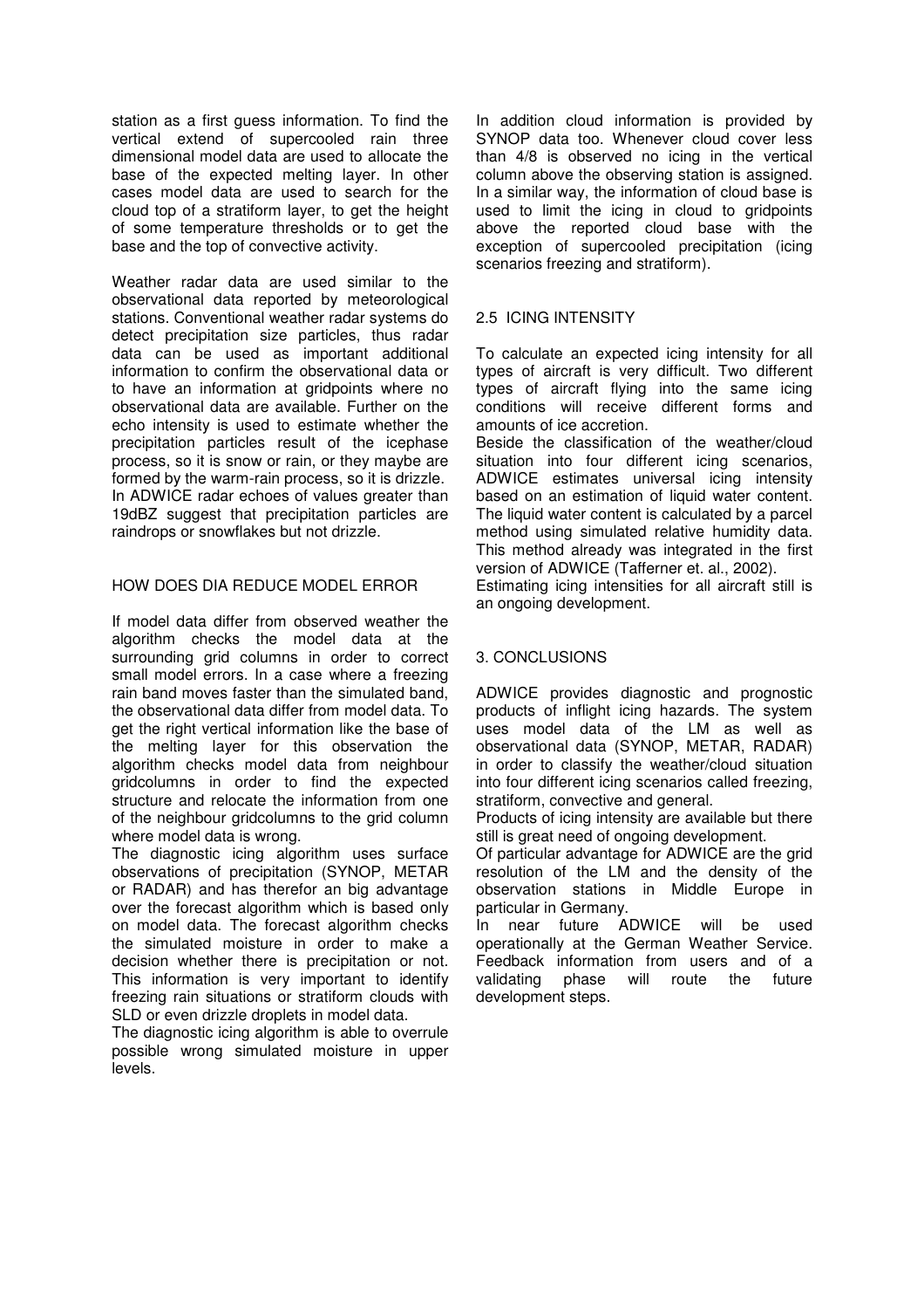station as a first guess information. To find the vertical extend of supercooled rain three dimensional model data are used to allocate the base of the expected melting layer. In other cases model data are used to search for the cloud top of a stratiform layer, to get the height of some temperature thresholds or to get the base and the top of convective activity.

Weather radar data are used similar to the observational data reported by meteorological stations. Conventional weather radar systems do detect precipitation size particles, thus radar data can be used as important additional information to confirm the observational data or to have an information at gridpoints where no observational data are available. Further on the echo intensity is used to estimate whether the precipitation particles result of the icephase process, so it is snow or rain, or they maybe are formed by the warm-rain process, so it is drizzle. In ADWICE radar echoes of values greater than 19dBZ suggest that precipitation particles are raindrops or snowflakes but not drizzle.

### HOW DOES DIA REDUCE MODEL ERROR

If model data differ from observed weather the algorithm checks the model data at the surrounding grid columns in order to correct small model errors. In a case where a freezing rain band moves faster than the simulated band, the observational data differ from model data. To get the right vertical information like the base of the melting layer for this observation the algorithm checks model data from neighbour gridcolumns in order to find the expected structure and relocate the information from one of the neighbour gridcolumns to the grid column where model data is wrong.

The diagnostic icing algorithm uses surface observations of precipitation (SYNOP, METAR or RADAR) and has therefor an big advantage over the forecast algorithm which is based only on model data. The forecast algorithm checks the simulated moisture in order to make a decision whether there is precipitation or not. This information is very important to identify freezing rain situations or stratiform clouds with SLD or even drizzle droplets in model data.

The diagnostic icing algorithm is able to overrule possible wrong simulated moisture in upper levels.

In addition cloud information is provided by SYNOP data too. Whenever cloud cover less than 4/8 is observed no icing in the vertical column above the observing station is assigned. In a similar way, the information of cloud base is used to limit the icing in cloud to gridpoints above the reported cloud base with the exception of supercooled precipitation (icing scenarios freezing and stratiform).

## 2.5 ICING INTENSITY

To calculate an expected icing intensity for all types of aircraft is very difficult. Two different types of aircraft flying into the same icing conditions will receive different forms and amounts of ice accretion.

Beside the classification of the weather/cloud situation into four different icing scenarios, ADWICE estimates universal icing intensity based on an estimation of liquid water content. The liquid water content is calculated by a parcel method using simulated relative humidity data. This method already was integrated in the first version of ADWICE (Tafferner et. al., 2002).

Estimating icing intensities for all aircraft still is an ongoing development.

## 3. CONCLUSIONS

ADWICE provides diagnostic and prognostic products of inflight icing hazards. The system uses model data of the LM as well as observational data (SYNOP, METAR, RADAR) in order to classify the weather/cloud situation into four different icing scenarios called freezing, stratiform, convective and general.

Products of icing intensity are available but there still is great need of ongoing development.

Of particular advantage for ADWICE are the grid resolution of the LM and the density of the observation stations in Middle Europe in particular in Germany.

In near future ADWICE will be used operationally at the German Weather Service. Feedback information from users and of a validating phase will route the future development steps.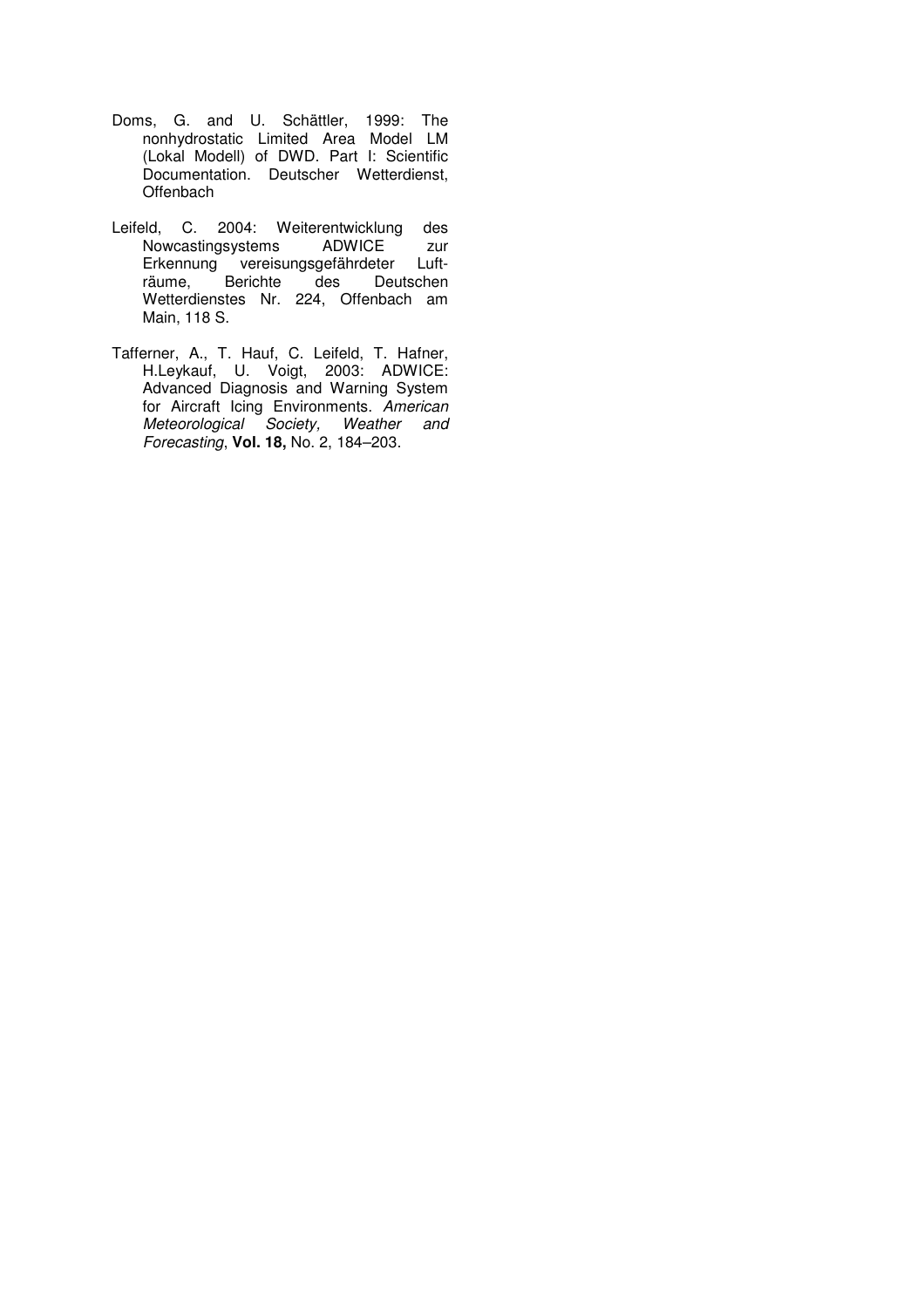Doms, G. and U. Schättler, 1999: The nonhydrostatic Limited Area Model LM (Lokal Modell) of DWD. Part I: Scientific Documentation. Deutscher Wetterdienst, Offenbach

Leifeld, C. 2004: Weiterentwicklung des Nowcastingsystems ADWICE zur Erkennung vereisungsgefährdeter Luft-räume, Berichte des Deutschen Wetterdienstes Nr. 224, Offenbach am Main, 118 S.

Tafferner, A., T. Hauf, C. Leifeld, T. Hafner, H.Leykauf, U. Voigt, 2003: ADWICE: Advanced Diagnosis and Warning System for Aircraft Icing Environments. *American Meteorological Society, Weather and Forecasting*, **Vol. 18,** No. 2, 184–203.